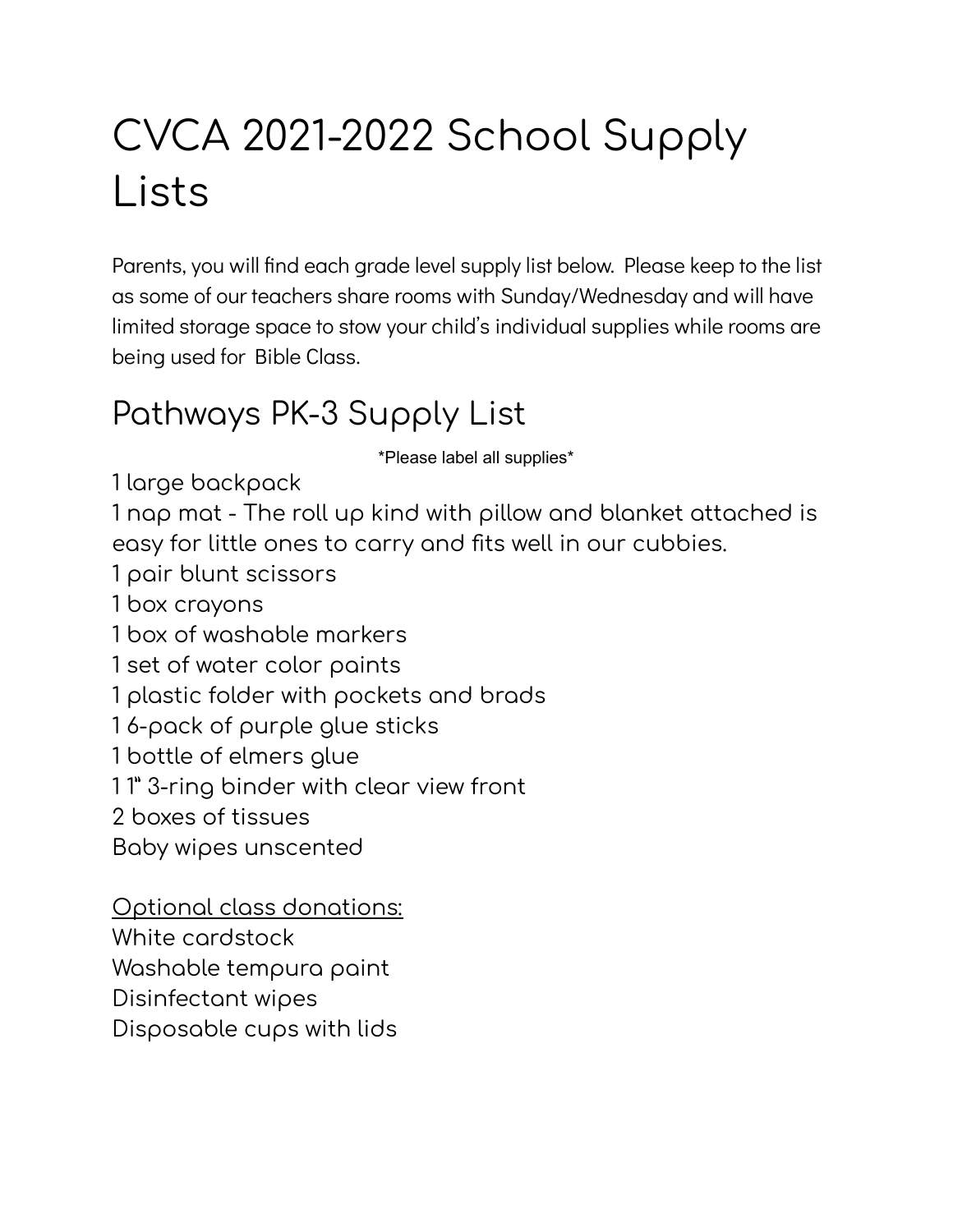# CVCA 2021-2022 School Supply Lists

Parents, you will find each grade level supply list below. Please keep to the list as some of our teachers share rooms with Sunday/Wednesday and will have limited storage space to stow your child's individual supplies while rooms are being used for Bible Class.

## Pathways PK-3 Supply List

*Please label all supplies*

1 large backpack
1 nap mat - The roll up kind with pillow and blanket attached is easy for little ones to carry and fits well in our cubbies.
1 pair blunt scissors
1 box crayons
1 box of washable markers
1 set of water color paints
1 plastic folder with pockets and brads
1 6-pack of purple glue sticks
1 bottle of elmers glue
1 1" 3-ring binder with clear view front
2 boxes of tissues
Baby wipes unscented

<u>Optional class donations:</u>
White cardstock
Washable tempura paint
Disinfectant wipes
Disposable cups with lids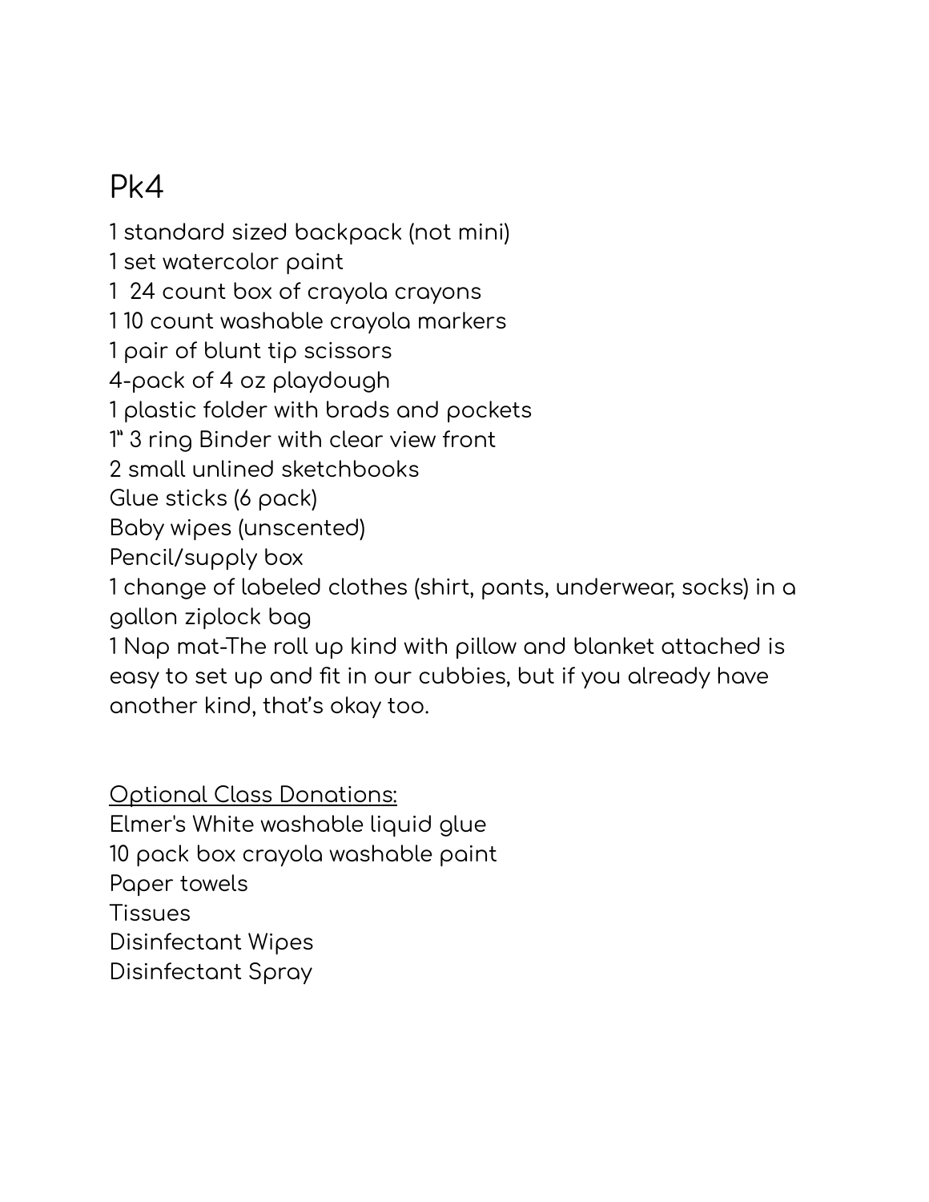# Pk4

1 standard sized backpack (not mini)
1 set watercolor paint
1  24 count box of crayola crayons
1 10 count washable crayola markers
1 pair of blunt tip scissors
4-pack of 4 oz playdough
1 plastic folder with brads and pockets
1" 3 ring Binder with clear view front
2 small unlined sketchbooks
Glue sticks (6 pack)
Baby wipes (unscented)
Pencil/supply box
1 change of labeled clothes (shirt, pants, underwear, socks) in a gallon ziplock bag
1 Nap mat-The roll up kind with pillow and blanket attached is easy to set up and fit in our cubbies, but if you already have another kind, that's okay too.

<u>Optional Class Donations:</u>
Elmer's White washable liquid glue
10 pack box crayola washable paint
Paper towels
Tissues
Disinfectant Wipes
Disinfectant Spray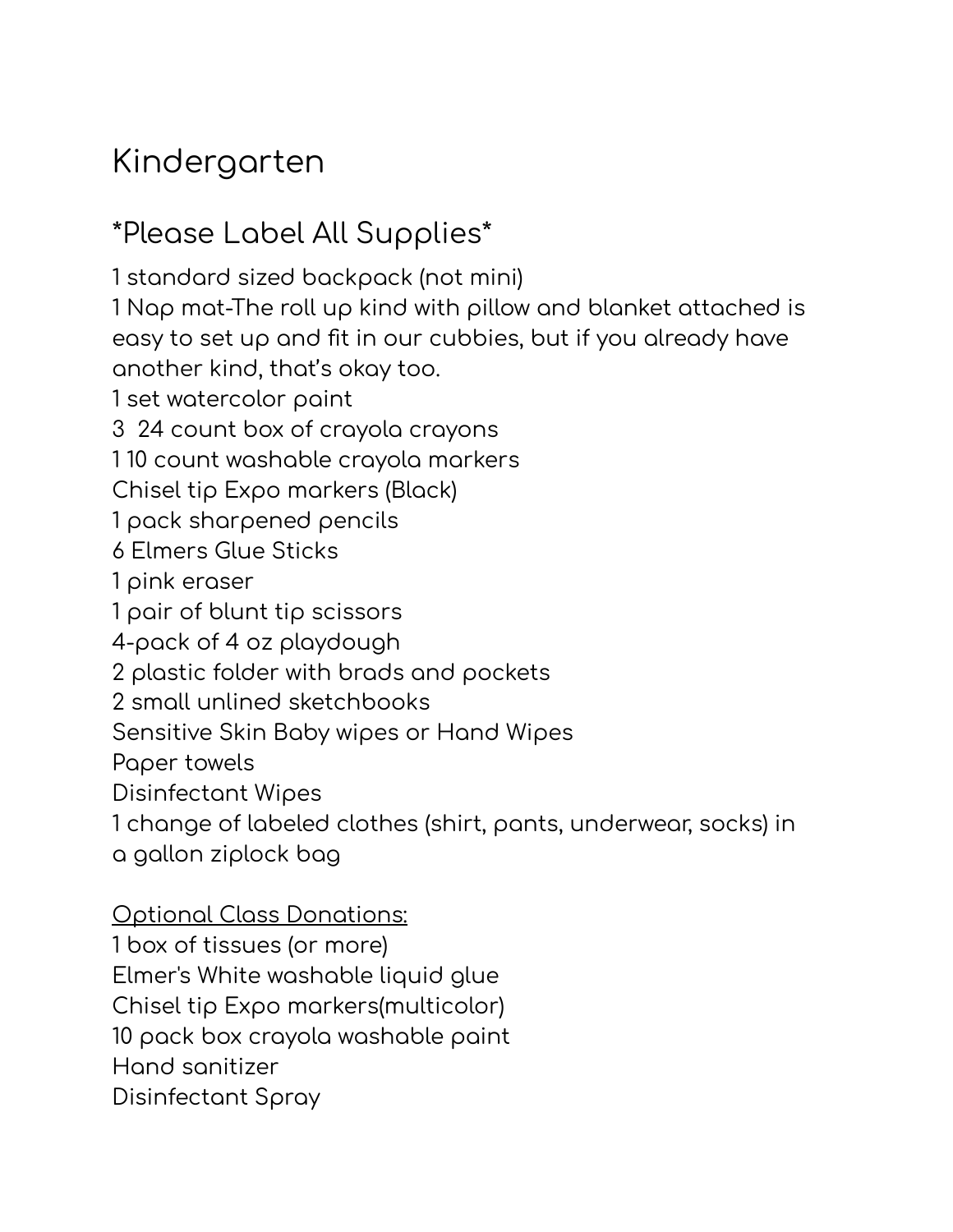# Kindergarten

## *Please Label All Supplies*

1 standard sized backpack (not mini)
1 Nap mat-The roll up kind with pillow and blanket attached is easy to set up and fit in our cubbies, but if you already have another kind, that's okay too.
1 set watercolor paint
3  24 count box of crayola crayons
1 10 count washable crayola markers
Chisel tip Expo markers (Black)
1 pack sharpened pencils
6 Elmers Glue Sticks
1 pink eraser
1 pair of blunt tip scissors
4-pack of 4 oz playdough
2 plastic folder with brads and pockets
2 small unlined sketchbooks
Sensitive Skin Baby wipes or Hand Wipes
Paper towels
Disinfectant Wipes
1 change of labeled clothes (shirt, pants, underwear, socks) in a gallon ziplock bag

<u>Optional Class Donations:</u>
1 box of tissues (or more)
Elmer's White washable liquid glue
Chisel tip Expo markers(multicolor)
10 pack box crayola washable paint
Hand sanitizer
Disinfectant Spray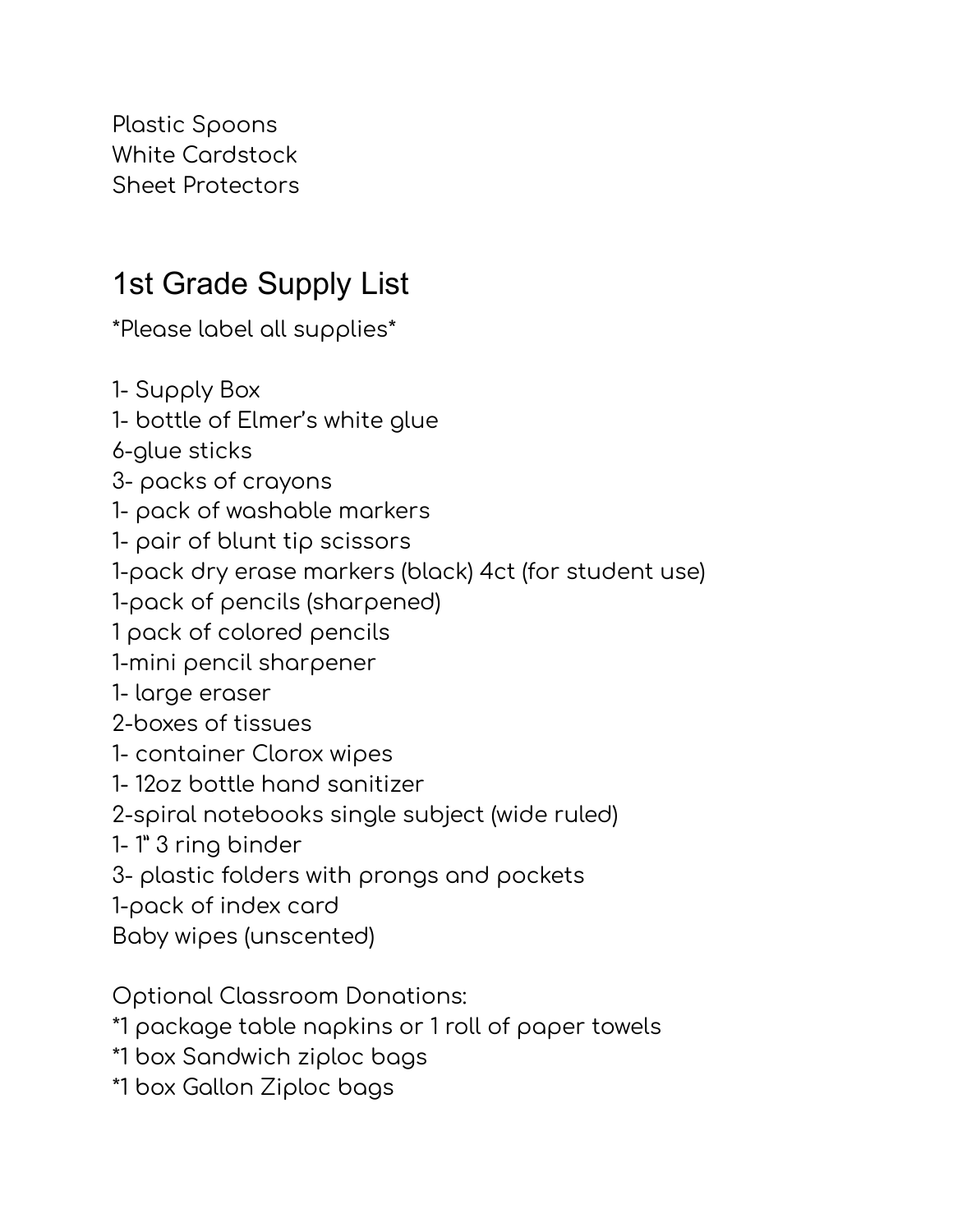Plastic Spoons
White Cardstock
Sheet Protectors

## 1st Grade Supply List

*Please label all supplies*

1- Supply Box
1- bottle of Elmer's white glue
6-glue sticks
3- packs of crayons
1- pack of washable markers
1- pair of blunt tip scissors
1-pack dry erase markers (black) 4ct (for student use)
1-pack of pencils (sharpened)
1 pack of colored pencils
1-mini pencil sharpener
1- large eraser
2-boxes of tissues
1- container Clorox wipes
1- 12oz bottle hand sanitizer
2-spiral notebooks single subject (wide ruled)
1- 1" 3 ring binder
3- plastic folders with prongs and pockets
1-pack of index card
Baby wipes (unscented)

Optional Classroom Donations:
*1 package table napkins or 1 roll of paper towels
*1 box Sandwich ziploc bags
*1 box Gallon Ziploc bags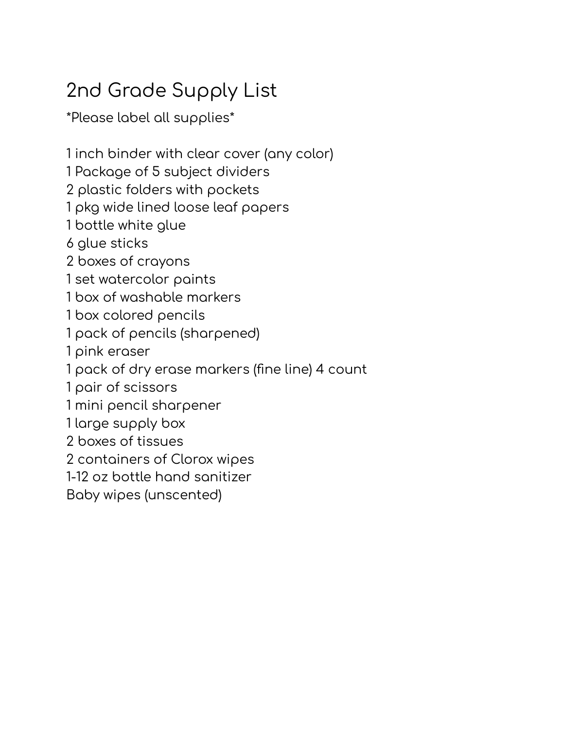# 2nd Grade Supply List

*Please label all supplies*

1 inch binder with clear cover (any color)
1 Package of 5 subject dividers
2 plastic folders with pockets
1 pkg wide lined loose leaf papers
1 bottle white glue
6 glue sticks
2 boxes of crayons
1 set watercolor paints
1 box of washable markers
1 box colored pencils
1 pack of pencils (sharpened)
1 pink eraser
1 pack of dry erase markers (fine line) 4 count
1 pair of scissors
1 mini pencil sharpener
1 large supply box
2 boxes of tissues
2 containers of Clorox wipes
1-12 oz bottle hand sanitizer
Baby wipes (unscented)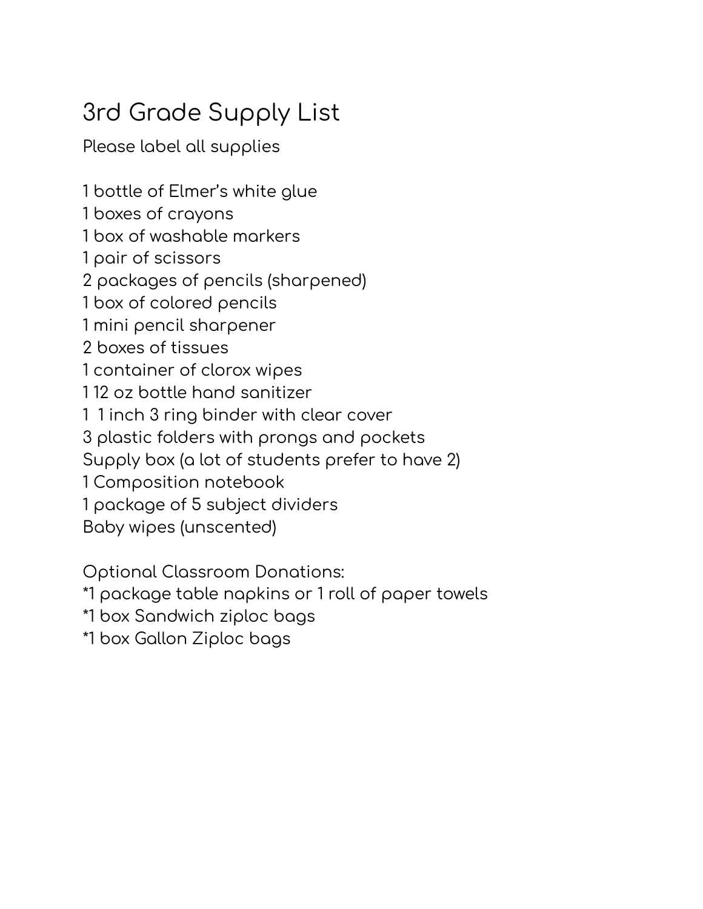# 3rd Grade Supply List

Please label all supplies

1 bottle of Elmer's white glue
1 boxes of crayons
1 box of washable markers
1 pair of scissors
2 packages of pencils (sharpened)
1 box of colored pencils
1 mini pencil sharpener
2 boxes of tissues
1 container of clorox wipes
1 12 oz bottle hand sanitizer
1 1 inch 3 ring binder with clear cover
3 plastic folders with prongs and pockets
Supply box (a lot of students prefer to have 2)
1 Composition notebook
1 package of 5 subject dividers
Baby wipes (unscented)

Optional Classroom Donations:
*1 package table napkins or 1 roll of paper towels
*1 box Sandwich ziploc bags
*1 box Gallon Ziploc bags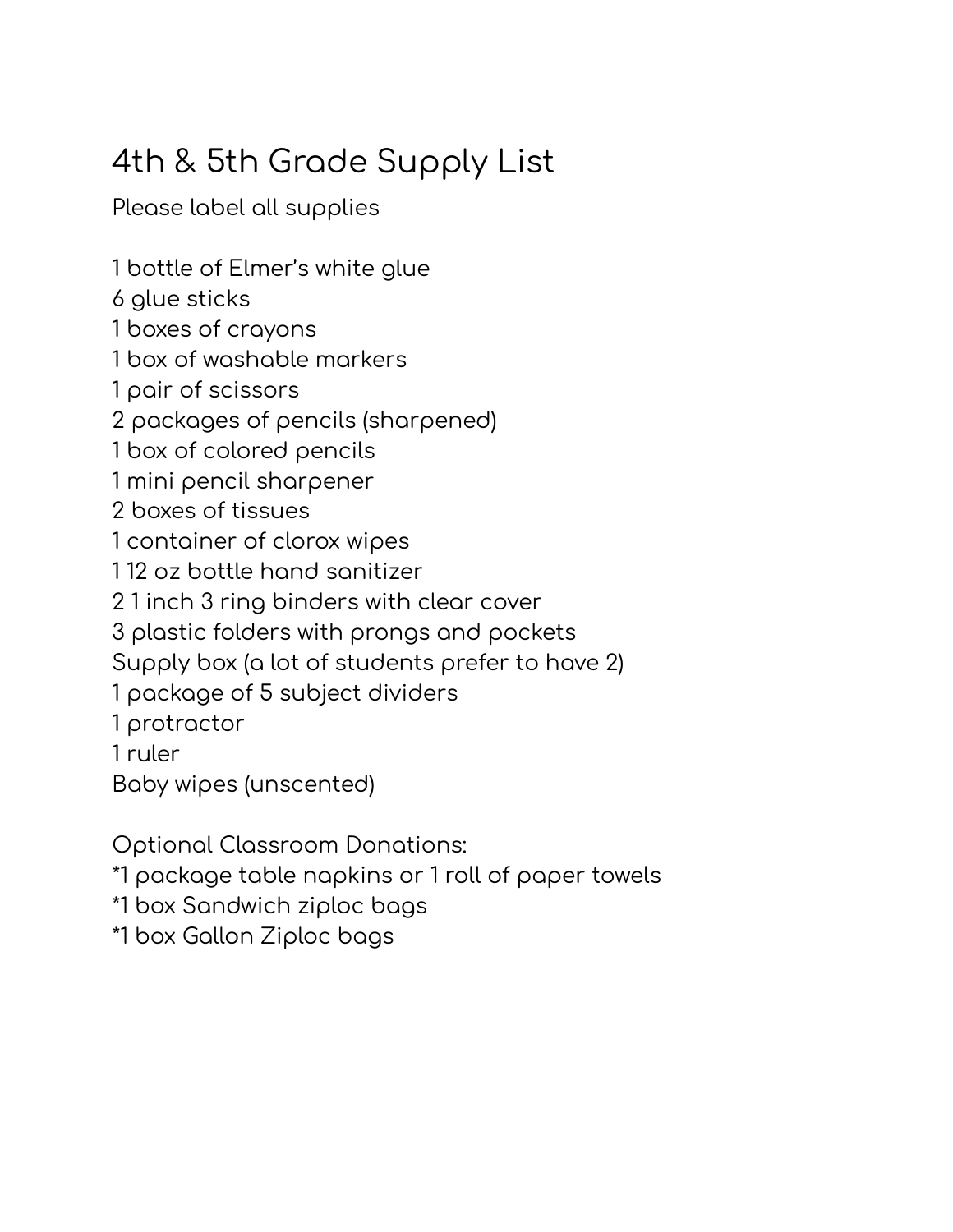# 4th & 5th Grade Supply List

Please label all supplies

1 bottle of Elmer's white glue
6 glue sticks
1 boxes of crayons
1 box of washable markers
1 pair of scissors
2 packages of pencils (sharpened)
1 box of colored pencils
1 mini pencil sharpener
2 boxes of tissues
1 container of clorox wipes
1 12 oz bottle hand sanitizer
2 1 inch 3 ring binders with clear cover
3 plastic folders with prongs and pockets
Supply box (a lot of students prefer to have 2)
1 package of 5 subject dividers
1 protractor
1 ruler
Baby wipes (unscented)

Optional Classroom Donations:
*1 package table napkins or 1 roll of paper towels
*1 box Sandwich ziploc bags
*1 box Gallon Ziploc bags